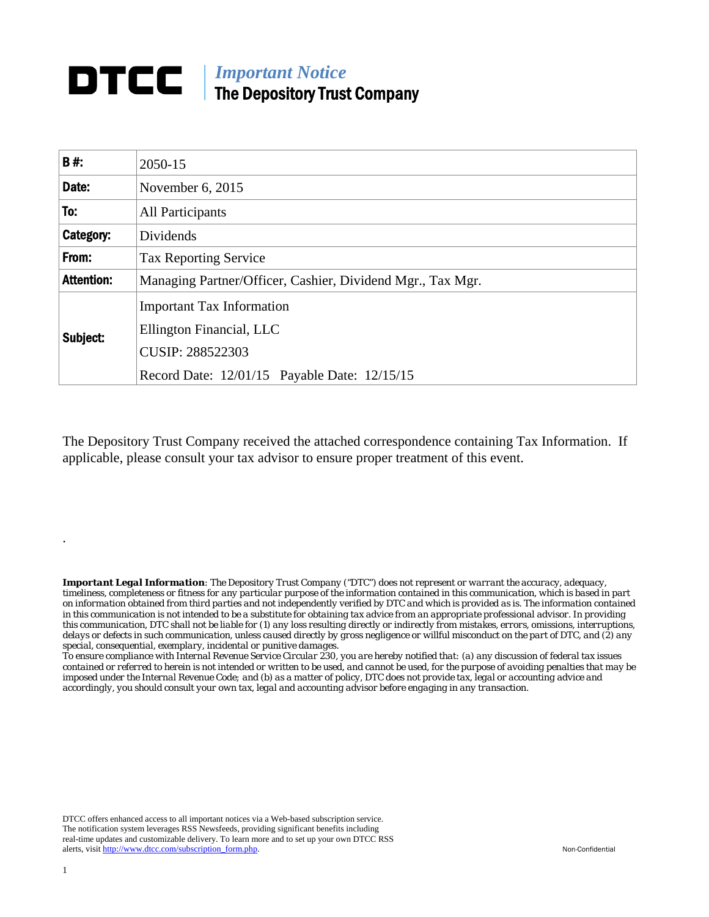# DTCC | *Important Notice* The Depository Trust Company

| **B #:** | 2050-15 |
|---|---|
| **Date:** | November 6, 2015 |
| **To:** | All Participants |
| **Category:** | Dividends |
| **From:** | Tax Reporting Service |
| **Attention:** | Managing Partner/Officer, Cashier, Dividend Mgr., Tax Mgr. |
| **Subject:** | Important Tax Information<br>Ellington Financial, LLC<br>CUSIP: 288522303<br>Record Date: 12/01/15 Payable Date: 12/15/15 |

The Depository Trust Company received the attached correspondence containing Tax Information. If applicable, please consult your tax advisor to ensure proper treatment of this event.

.

***Important Legal Information**: The Depository Trust Company ("DTC") does not represent or warrant the accuracy, adequacy, timeliness, completeness or fitness for any particular purpose of the information contained in this communication, which is based in part on information obtained from third parties and not independently verified by DTC and which is provided as is. The information contained in this communication is not intended to be a substitute for obtaining tax advice from an appropriate professional advisor. In providing this communication, DTC shall not be liable for (1) any loss resulting directly or indirectly from mistakes, errors, omissions, interruptions, delays or defects in such communication, unless caused directly by gross negligence or willful misconduct on the part of DTC, and (2) any special, consequential, exemplary, incidental or punitive damages.*

*To ensure compliance with Internal Revenue Service Circular 230, you are hereby notified that: (a) any discussion of federal tax issues contained or referred to herein is not intended or written to be used, and cannot be used, for the purpose of avoiding penalties that may be imposed under the Internal Revenue Code; and (b) as a matter of policy, DTC does not provide tax, legal or accounting advice and accordingly, you should consult your own tax, legal and accounting advisor before engaging in any transaction.*

DTCC offers enhanced access to all important notices via a Web-based subscription service. The notification system leverages RSS Newsfeeds, providing significant benefits including real-time updates and customizable delivery. To learn more and to set up your own DTCC RSS alerts, visit http://www.dtcc.com/subscription_form.php.

Non-Confidential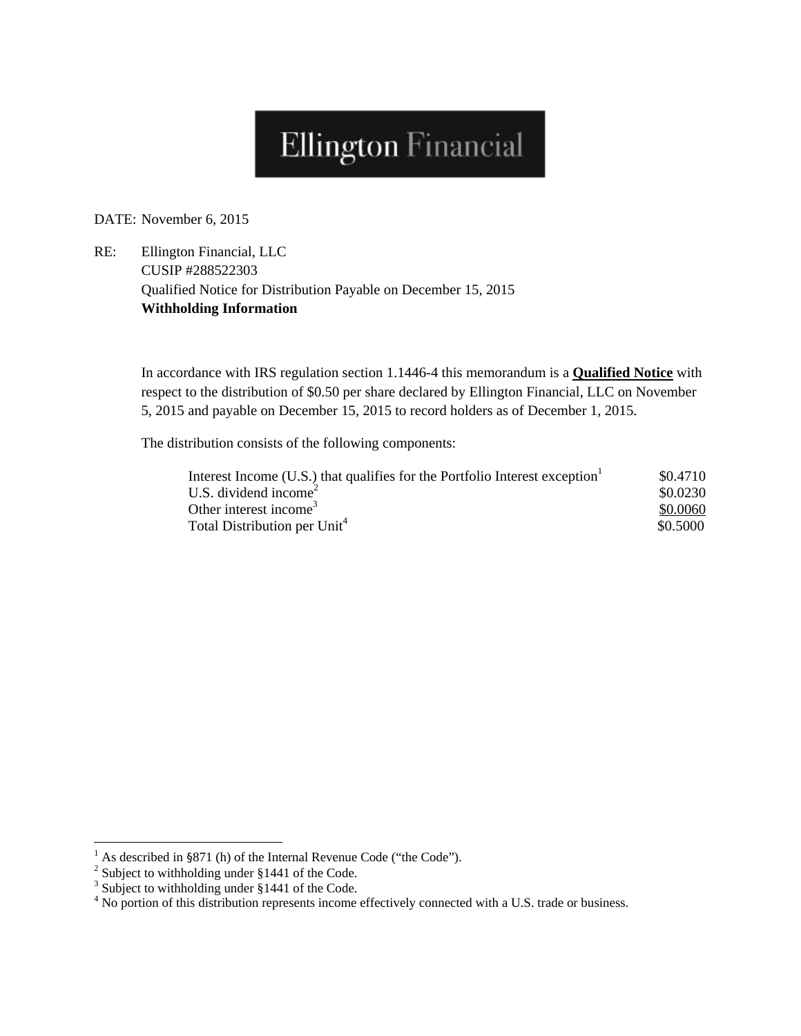# Ellington Financial

DATE: November 6, 2015

RE: Ellington Financial, LLC
CUSIP #288522303
Qualified Notice for Distribution Payable on December 15, 2015
**Withholding Information**

In accordance with IRS regulation section 1.1446-4 this memorandum is a **Qualified Notice** with respect to the distribution of $0.50 per share declared by Ellington Financial, LLC on November 5, 2015 and payable on December 15, 2015 to record holders as of December 1, 2015.

The distribution consists of the following components:

| | |
|---|---|
| Interest Income (U.S.) that qualifies for the Portfolio Interest exception[1] | $0.4710 |
| U.S. dividend income[2] | $0.0230 |
| Other interest income[3] | $0.0060 |
| Total Distribution per Unit[4] | $0.5000 |

[1] As described in §871 (h) of the Internal Revenue Code ("the Code").
[2] Subject to withholding under §1441 of the Code.
[3] Subject to withholding under §1441 of the Code.
[4] No portion of this distribution represents income effectively connected with a U.S. trade or business.